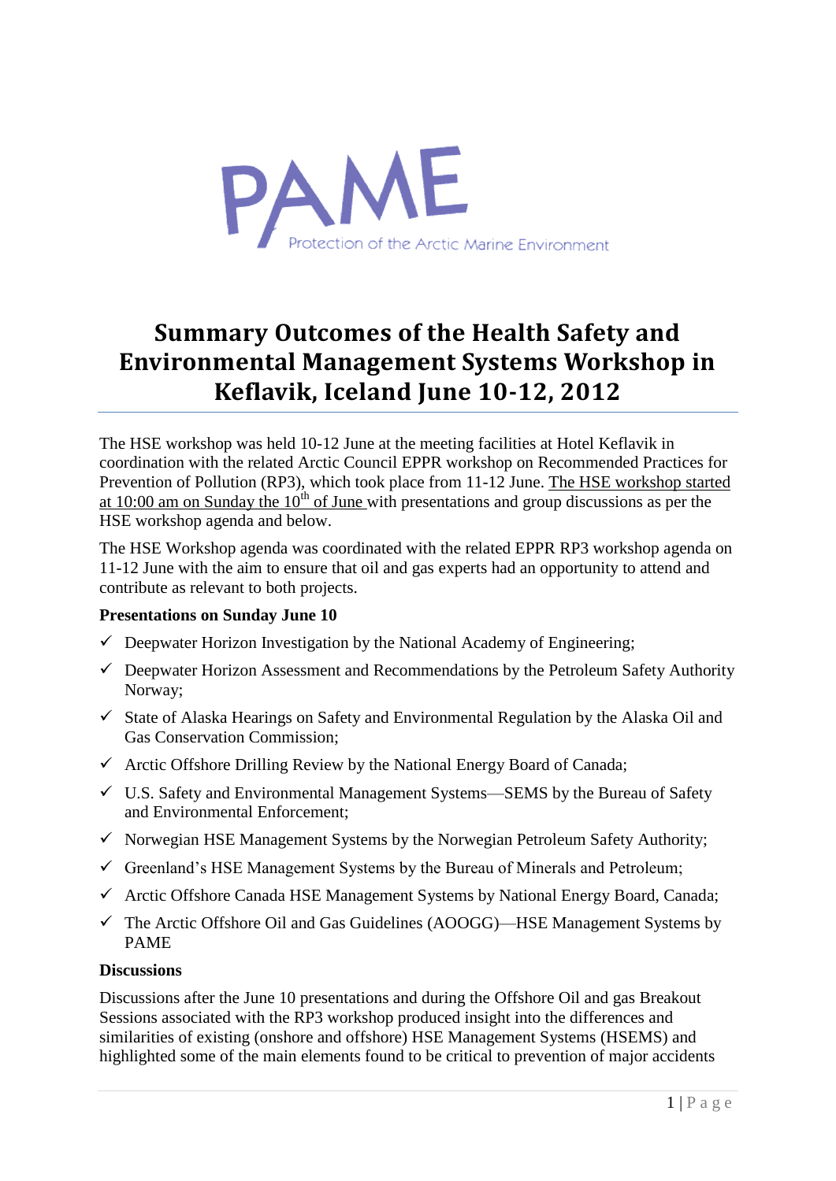PAME

Protection of the Arctic Marine Environment

# Summary Outcomes of the Health Safety and Environmental Management Systems Workshop in Keflavik, Iceland June 10-12, 2012

The HSE workshop was held 10-12 June at the meeting facilities at Hotel Keflavik in coordination with the related Arctic Council EPPR workshop on Recommended Practices for Prevention of Pollution (RP3), which took place from 11-12 June. The HSE workshop started at 10:00 am on Sunday the 10th of June with presentations and group discussions as per the HSE workshop agenda and below.

The HSE Workshop agenda was coordinated with the related EPPR RP3 workshop agenda on 11-12 June with the aim to ensure that oil and gas experts had an opportunity to attend and contribute as relevant to both projects.

**Presentations on Sunday June 10**

- ✓ Deepwater Horizon Investigation by the National Academy of Engineering;
- ✓ Deepwater Horizon Assessment and Recommendations by the Petroleum Safety Authority Norway;
- ✓ State of Alaska Hearings on Safety and Environmental Regulation by the Alaska Oil and Gas Conservation Commission;
- ✓ Arctic Offshore Drilling Review by the National Energy Board of Canada;
- ✓ U.S. Safety and Environmental Management Systems—SEMS by the Bureau of Safety and Environmental Enforcement;
- ✓ Norwegian HSE Management Systems by the Norwegian Petroleum Safety Authority;
- ✓ Greenland's HSE Management Systems by the Bureau of Minerals and Petroleum;
- ✓ Arctic Offshore Canada HSE Management Systems by National Energy Board, Canada;
- ✓ The Arctic Offshore Oil and Gas Guidelines (AOOGG)—HSE Management Systems by PAME

**Discussions**

Discussions after the June 10 presentations and during the Offshore Oil and gas Breakout Sessions associated with the RP3 workshop produced insight into the differences and similarities of existing (onshore and offshore) HSE Management Systems (HSEMS) and highlighted some of the main elements found to be critical to prevention of major accidents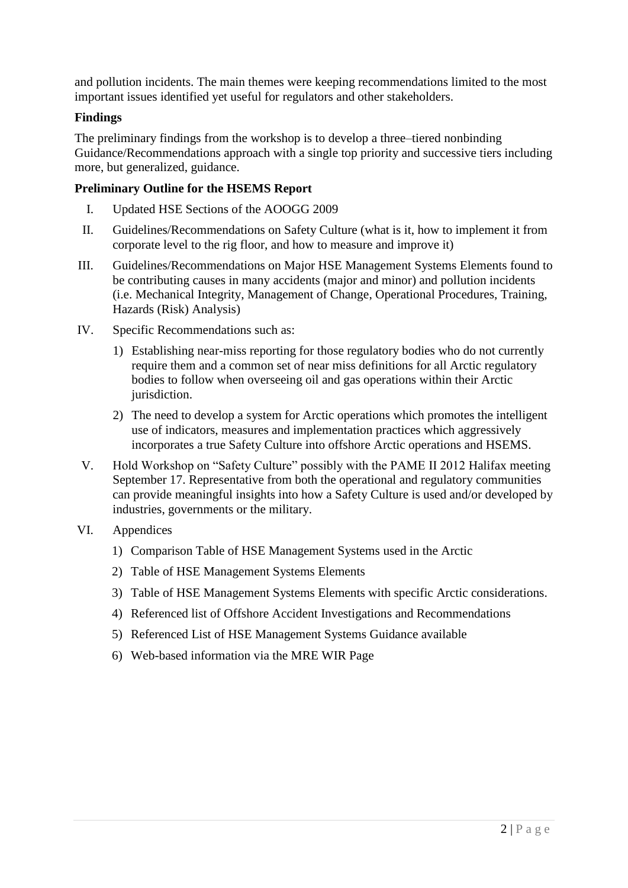and pollution incidents. The main themes were keeping recommendations limited to the most important issues identified yet useful for regulators and other stakeholders.

**Findings**

The preliminary findings from the workshop is to develop a three–tiered nonbinding Guidance/Recommendations approach with a single top priority and successive tiers including more, but generalized, guidance.

**Preliminary Outline for the HSEMS Report**

I. Updated HSE Sections of the AOOGG 2009

II. Guidelines/Recommendations on Safety Culture (what is it, how to implement it from corporate level to the rig floor, and how to measure and improve it)

III. Guidelines/Recommendations on Major HSE Management Systems Elements found to be contributing causes in many accidents (major and minor) and pollution incidents (i.e. Mechanical Integrity, Management of Change, Operational Procedures, Training, Hazards (Risk) Analysis)

IV. Specific Recommendations such as:

   1) Establishing near-miss reporting for those regulatory bodies who do not currently require them and a common set of near miss definitions for all Arctic regulatory bodies to follow when overseeing oil and gas operations within their Arctic jurisdiction.

   2) The need to develop a system for Arctic operations which promotes the intelligent use of indicators, measures and implementation practices which aggressively incorporates a true Safety Culture into offshore Arctic operations and HSEMS.

V. Hold Workshop on "Safety Culture" possibly with the PAME II 2012 Halifax meeting September 17. Representative from both the operational and regulatory communities can provide meaningful insights into how a Safety Culture is used and/or developed by industries, governments or the military.

VI. Appendices

   1) Comparison Table of HSE Management Systems used in the Arctic

   2) Table of HSE Management Systems Elements

   3) Table of HSE Management Systems Elements with specific Arctic considerations.

   4) Referenced list of Offshore Accident Investigations and Recommendations

   5) Referenced List of HSE Management Systems Guidance available

   6) Web-based information via the MRE WIR Page